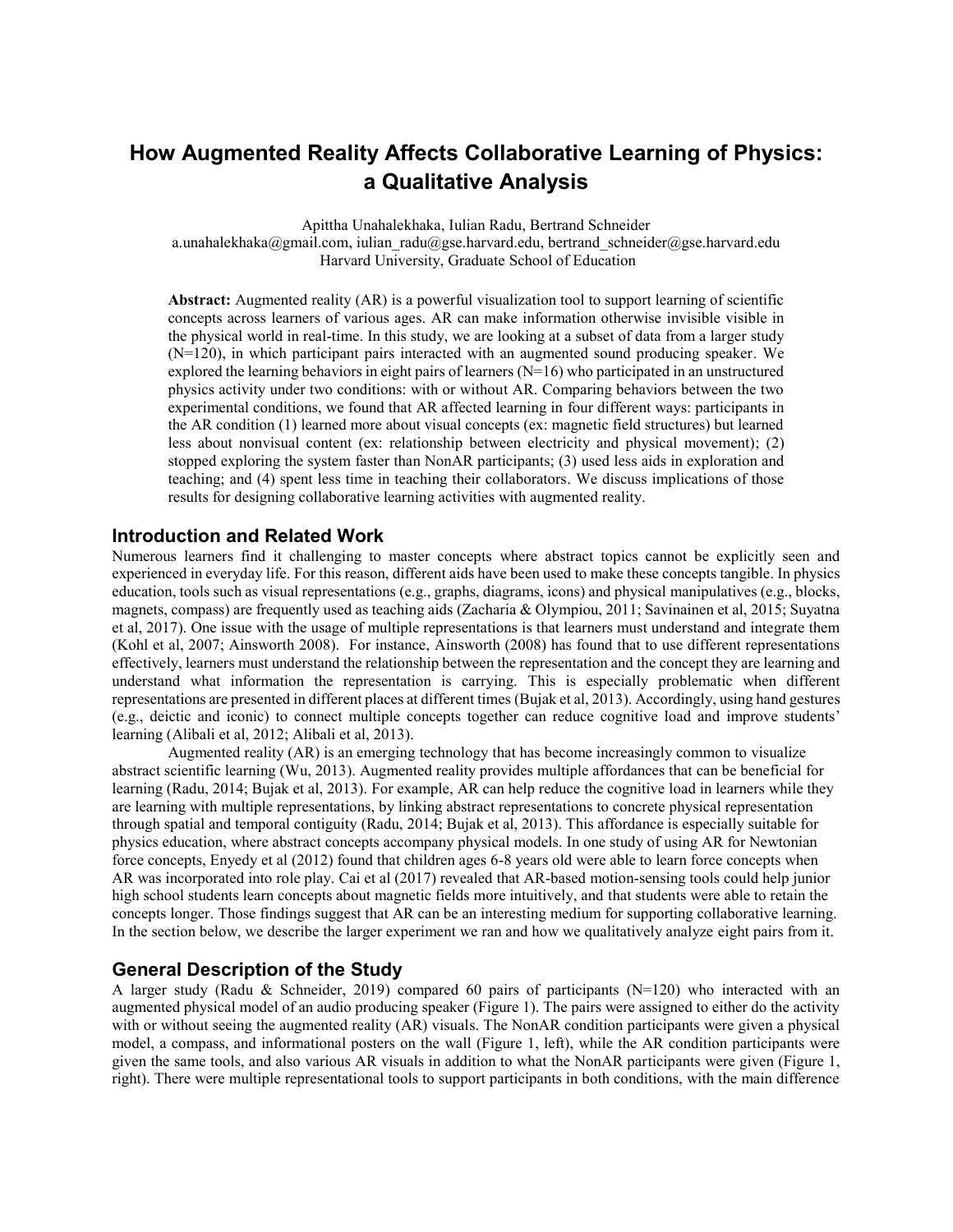# How Augmented Reality Affects Collaborative Learning of Physics: a Qualitative Analysis

Apittha Unahalekhaka, Iulian Radu, Bertrand Schneider
a.unahalekhaka@gmail.com, iulian_radu@gse.harvard.edu, bertrand_schneider@gse.harvard.edu
Harvard University, Graduate School of Education

**Abstract:** Augmented reality (AR) is a powerful visualization tool to support learning of scientific concepts across learners of various ages. AR can make information otherwise invisible visible in the physical world in real-time. In this study, we are looking at a subset of data from a larger study (N=120), in which participant pairs interacted with an augmented sound producing speaker. We explored the learning behaviors in eight pairs of learners (N=16) who participated in an unstructured physics activity under two conditions: with or without AR. Comparing behaviors between the two experimental conditions, we found that AR affected learning in four different ways: participants in the AR condition (1) learned more about visual concepts (ex: magnetic field structures) but learned less about nonvisual content (ex: relationship between electricity and physical movement); (2) stopped exploring the system faster than NonAR participants; (3) used less aids in exploration and teaching; and (4) spent less time in teaching their collaborators. We discuss implications of those results for designing collaborative learning activities with augmented reality.

## Introduction and Related Work

Numerous learners find it challenging to master concepts where abstract topics cannot be explicitly seen and experienced in everyday life. For this reason, different aids have been used to make these concepts tangible. In physics education, tools such as visual representations (e.g., graphs, diagrams, icons) and physical manipulatives (e.g., blocks, magnets, compass) are frequently used as teaching aids (Zacharia & Olympiou, 2011; Savinainen et al, 2015; Suyatna et al, 2017). One issue with the usage of multiple representations is that learners must understand and integrate them (Kohl et al, 2007; Ainsworth 2008). For instance, Ainsworth (2008) has found that to use different representations effectively, learners must understand the relationship between the representation and the concept they are learning and understand what information the representation is carrying. This is especially problematic when different representations are presented in different places at different times (Bujak et al, 2013). Accordingly, using hand gestures (e.g., deictic and iconic) to connect multiple concepts together can reduce cognitive load and improve students' learning (Alibali et al, 2012; Alibali et al, 2013).

Augmented reality (AR) is an emerging technology that has become increasingly common to visualize abstract scientific learning (Wu, 2013). Augmented reality provides multiple affordances that can be beneficial for learning (Radu, 2014; Bujak et al, 2013). For example, AR can help reduce the cognitive load in learners while they are learning with multiple representations, by linking abstract representations to concrete physical representation through spatial and temporal contiguity (Radu, 2014; Bujak et al, 2013). This affordance is especially suitable for physics education, where abstract concepts accompany physical models. In one study of using AR for Newtonian force concepts, Enyedy et al (2012) found that children ages 6-8 years old were able to learn force concepts when AR was incorporated into role play. Cai et al (2017) revealed that AR-based motion-sensing tools could help junior high school students learn concepts about magnetic fields more intuitively, and that students were able to retain the concepts longer. Those findings suggest that AR can be an interesting medium for supporting collaborative learning. In the section below, we describe the larger experiment we ran and how we qualitatively analyze eight pairs from it.

## General Description of the Study

A larger study (Radu & Schneider, 2019) compared 60 pairs of participants (N=120) who interacted with an augmented physical model of an audio producing speaker (Figure 1). The pairs were assigned to either do the activity with or without seeing the augmented reality (AR) visuals. The NonAR condition participants were given a physical model, a compass, and informational posters on the wall (Figure 1, left), while the AR condition participants were given the same tools, and also various AR visuals in addition to what the NonAR participants were given (Figure 1, right). There were multiple representational tools to support participants in both conditions, with the main difference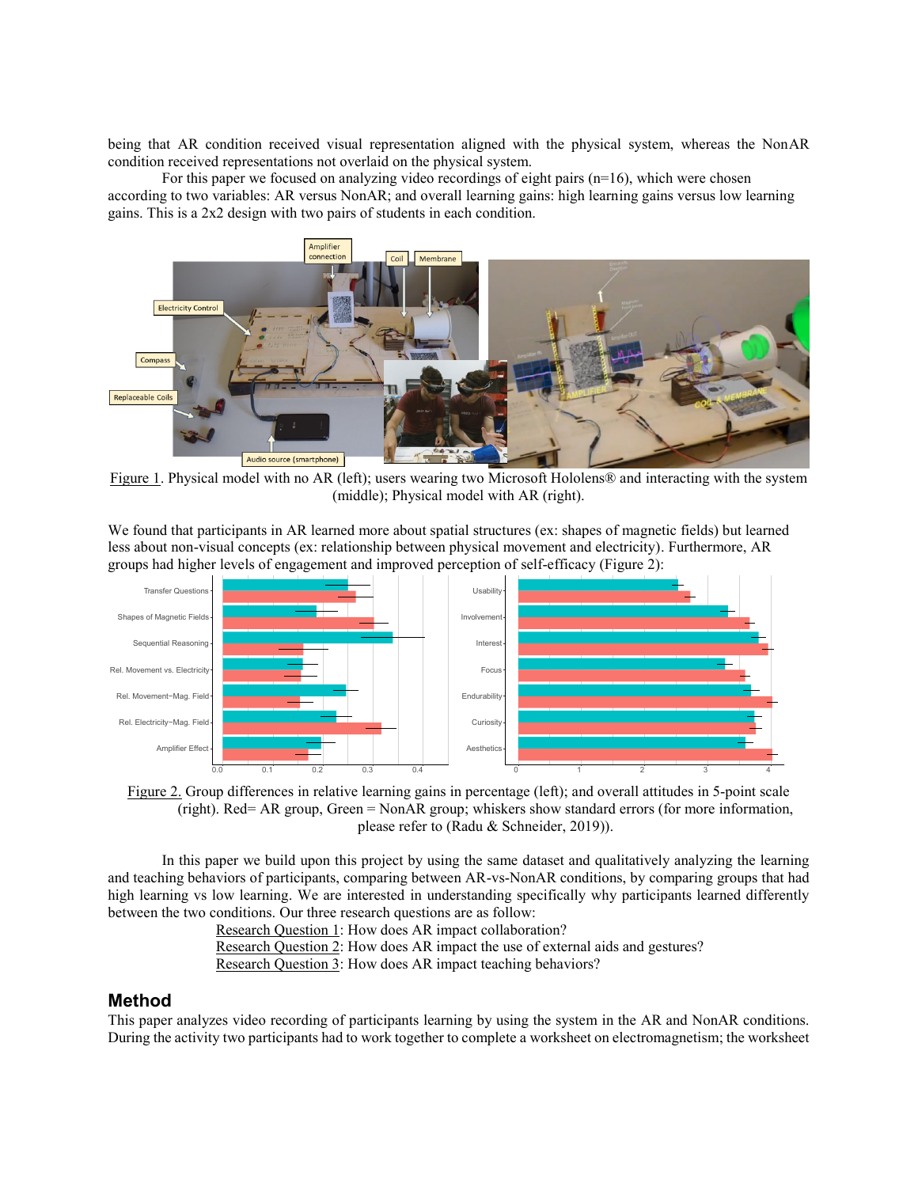being that AR condition received visual representation aligned with the physical system, whereas the NonAR condition received representations not overlaid on the physical system.

For this paper we focused on analyzing video recordings of eight pairs (n=16), which were chosen according to two variables: AR versus NonAR; and overall learning gains: high learning gains versus low learning gains. This is a 2x2 design with two pairs of students in each condition.

Figure 1. Physical model with no AR (left); users wearing two Microsoft Hololens® and interacting with the system (middle); Physical model with AR (right).

We found that participants in AR learned more about spatial structures (ex: shapes of magnetic fields) but learned less about non-visual concepts (ex: relationship between physical movement and electricity). Furthermore, AR groups had higher levels of engagement and improved perception of self-efficacy (Figure 2):

Figure 2. Group differences in relative learning gains in percentage (left); and overall attitudes in 5-point scale (right). Red= AR group, Green = NonAR group; whiskers show standard errors (for more information, please refer to (Radu & Schneider, 2019)).

In this paper we build upon this project by using the same dataset and qualitatively analyzing the learning and teaching behaviors of participants, comparing between AR-vs-NonAR conditions, by comparing groups that had high learning vs low learning. We are interested in understanding specifically why participants learned differently between the two conditions. Our three research questions are as follow:

Research Question 1: How does AR impact collaboration?
Research Question 2: How does AR impact the use of external aids and gestures?
Research Question 3: How does AR impact teaching behaviors?

## Method

This paper analyzes video recording of participants learning by using the system in the AR and NonAR conditions. During the activity two participants had to work together to complete a worksheet on electromagnetism; the worksheet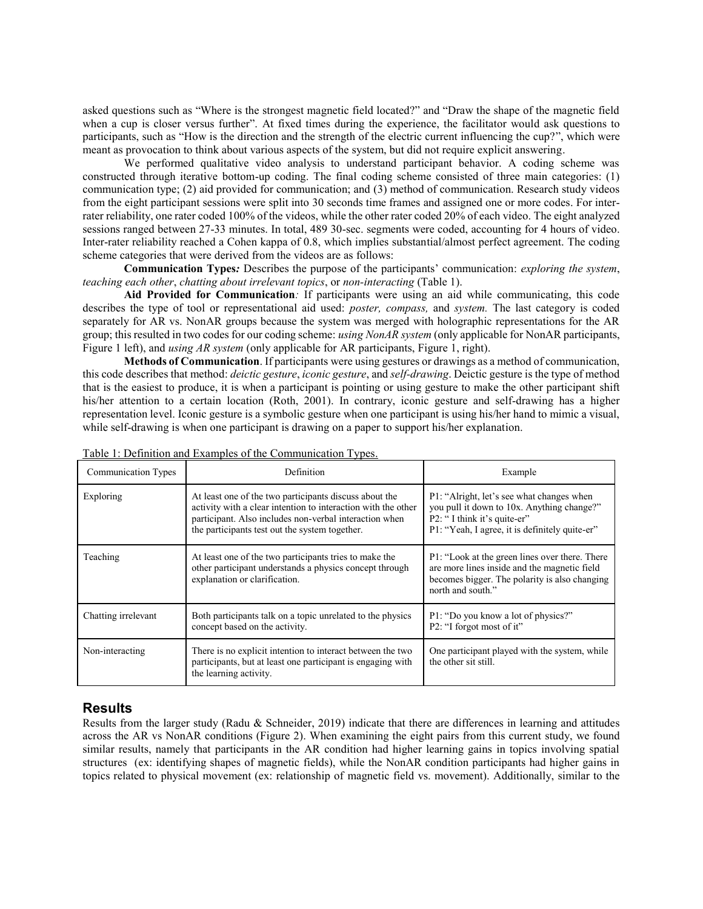asked questions such as "Where is the strongest magnetic field located?" and "Draw the shape of the magnetic field when a cup is closer versus further". At fixed times during the experience, the facilitator would ask questions to participants, such as "How is the direction and the strength of the electric current influencing the cup?", which were meant as provocation to think about various aspects of the system, but did not require explicit answering.

We performed qualitative video analysis to understand participant behavior. A coding scheme was constructed through iterative bottom-up coding. The final coding scheme consisted of three main categories: (1) communication type; (2) aid provided for communication; and (3) method of communication. Research study videos from the eight participant sessions were split into 30 seconds time frames and assigned one or more codes. For inter-rater reliability, one rater coded 100% of the videos, while the other rater coded 20% of each video. The eight analyzed sessions ranged between 27-33 minutes. In total, 489 30-sec. segments were coded, accounting for 4 hours of video. Inter-rater reliability reached a Cohen kappa of 0.8, which implies substantial/almost perfect agreement. The coding scheme categories that were derived from the videos are as follows:

**Communication Types:** Describes the purpose of the participants' communication: *exploring the system*, *teaching each other*, *chatting about irrelevant topics*, or *non-interacting* (Table 1).

**Aid Provided for Communication:** If participants were using an aid while communicating, this code describes the type of tool or representational aid used: *poster, compass,* and *system.* The last category is coded separately for AR vs. NonAR groups because the system was merged with holographic representations for the AR group; this resulted in two codes for our coding scheme: *using NonAR system* (only applicable for NonAR participants, Figure 1 left), and *using AR system* (only applicable for AR participants, Figure 1, right).

**Methods of Communication**. If participants were using gestures or drawings as a method of communication, this code describes that method: *deictic gesture*, *iconic gesture*, and *self-drawing*. Deictic gesture is the type of method that is the easiest to produce, it is when a participant is pointing or using gesture to make the other participant shift his/her attention to a certain location (Roth, 2001). In contrary, iconic gesture and self-drawing has a higher representation level. Iconic gesture is a symbolic gesture when one participant is using his/her hand to mimic a visual, while self-drawing is when one participant is drawing on a paper to support his/her explanation.

Table 1: Definition and Examples of the Communication Types.

| Communication Types | Definition | Example |
|---|---|---|
| Exploring | At least one of the two participants discuss about the activity with a clear intention to interaction with the other participant. Also includes non-verbal interaction when the participants test out the system together. | P1: "Alright, let's see what changes when you pull it down to 10x. Anything change?" P2: " I think it's quite-er" P1: "Yeah, I agree, it is definitely quite-er" |
| Teaching | At least one of the two participants tries to make the other participant understands a physics concept through explanation or clarification. | P1: "Look at the green lines over there. There are more lines inside and the magnetic field becomes bigger. The polarity is also changing north and south." |
| Chatting irrelevant | Both participants talk on a topic unrelated to the physics concept based on the activity. | P1: "Do you know a lot of physics?" P2: "I forgot most of it" |
| Non-interacting | There is no explicit intention to interact between the two participants, but at least one participant is engaging with the learning activity. | One participant played with the system, while the other sit still. |

## Results

Results from the larger study (Radu & Schneider, 2019) indicate that there are differences in learning and attitudes across the AR vs NonAR conditions (Figure 2). When examining the eight pairs from this current study, we found similar results, namely that participants in the AR condition had higher learning gains in topics involving spatial structures (ex: identifying shapes of magnetic fields), while the NonAR condition participants had higher gains in topics related to physical movement (ex: relationship of magnetic field vs. movement). Additionally, similar to the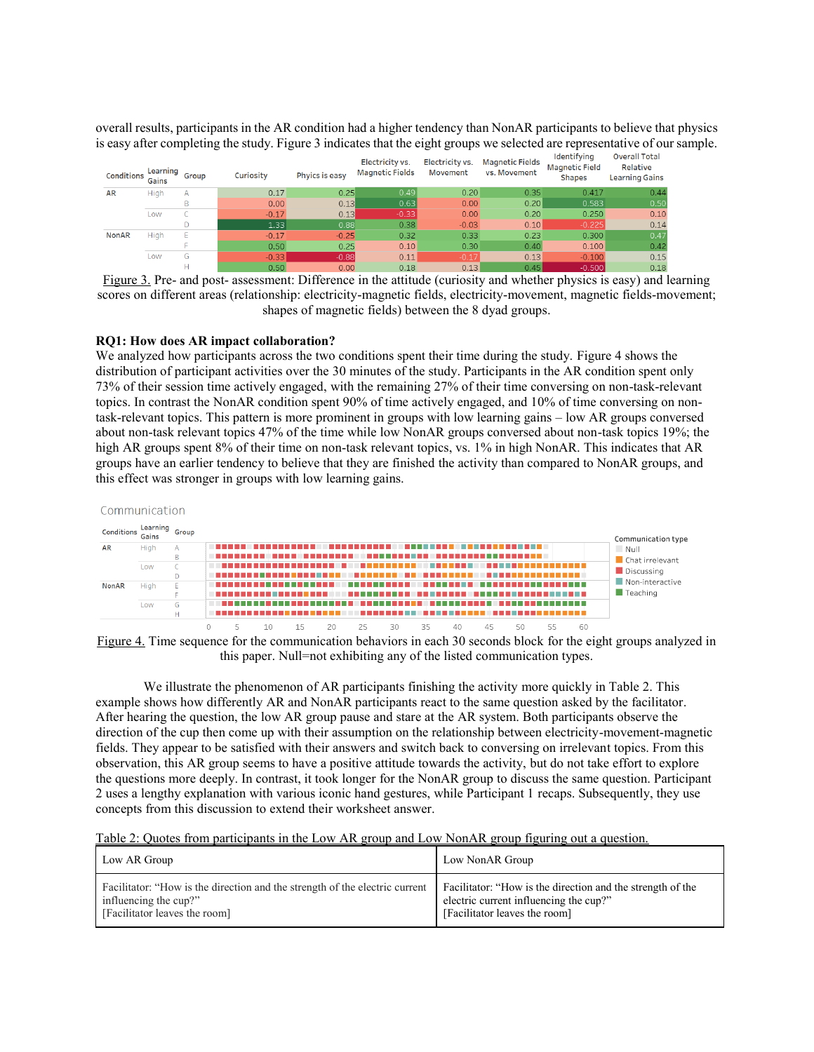overall results, participants in the AR condition had a higher tendency than NonAR participants to believe that physics is easy after completing the study. Figure 3 indicates that the eight groups we selected are representative of our sample.

| Conditions | Learning Gains | Group | Curiosity | Phyics is easy | Electricity vs. Magnetic Fields | Electricity vs. Movement | Magnetic Fields vs. Movement | Identifying Magnetic Field Shapes | Overall Total Relative Learning Gains |
|---|---|---|---|---|---|---|---|---|---|
| AR | High | A | 0.17 | 0.25 | 0.49 | 0.20 | 0.35 | 0.417 | 0.44 |
| | | B | 0.00 | 0.13 | 0.63 | 0.00 | 0.20 | 0.583 | 0.50 |
| | Low | C | -0.17 | 0.13 | -0.33 | 0.00 | 0.20 | 0.250 | 0.10 |
| | | D | 1.33 | 0.88 | 0.38 | -0.03 | 0.10 | -0.225 | 0.14 |
| NonAR | High | E | -0.17 | -0.25 | 0.32 | 0.33 | 0.23 | 0.300 | 0.47 |
| | | F | 0.50 | 0.25 | 0.10 | 0.30 | 0.40 | 0.100 | 0.42 |
| | Low | G | -0.33 | -0.88 | 0.11 | -0.17 | 0.13 | -0.100 | 0.15 |
| | | H | 0.50 | 0.00 | 0.18 | 0.13 | 0.45 | -0.500 | 0.18 |

Figure 3. Pre- and post- assessment: Difference in the attitude (curiosity and whether physics is easy) and learning scores on different areas (relationship: electricity-magnetic fields, electricity-movement, magnetic fields-movement; shapes of magnetic fields) between the 8 dyad groups.

**RQ1: How does AR impact collaboration?**

We analyzed how participants across the two conditions spent their time during the study. Figure 4 shows the distribution of participant activities over the 30 minutes of the study. Participants in the AR condition spent only 73% of their session time actively engaged, with the remaining 27% of their time conversing on non-task-relevant topics. In contrast the NonAR condition spent 90% of time actively engaged, and 10% of time conversing on non-task-relevant topics. This pattern is more prominent in groups with low learning gains – low AR groups conversed about non-task relevant topics 47% of the time while low NonAR groups conversed about non-task topics 19%; the high AR groups spent 8% of their time on non-task relevant topics, vs. 1% in high NonAR. This indicates that AR groups have an earlier tendency to believe that they are finished the activity than compared to NonAR groups, and this effect was stronger in groups with low learning gains.

Figure 4. Time sequence for the communication behaviors in each 30 seconds block for the eight groups analyzed in this paper. Null=not exhibiting any of the listed communication types.

We illustrate the phenomenon of AR participants finishing the activity more quickly in Table 2. This example shows how differently AR and NonAR participants react to the same question asked by the facilitator. After hearing the question, the low AR group pause and stare at the AR system. Both participants observe the direction of the cup then come up with their assumption on the relationship between electricity-movement-magnetic fields. They appear to be satisfied with their answers and switch back to conversing on irrelevant topics. From this observation, this AR group seems to have a positive attitude towards the activity, but do not take effort to explore the questions more deeply. In contrast, it took longer for the NonAR group to discuss the same question. Participant 2 uses a lengthy explanation with various iconic hand gestures, while Participant 1 recaps. Subsequently, they use concepts from this discussion to extend their worksheet answer.

Table 2: Quotes from participants in the Low AR group and Low NonAR group figuring out a question.

| Low AR Group | Low NonAR Group |
|---|---|
| Facilitator: "How is the direction and the strength of the electric current influencing the cup?" [Facilitator leaves the room] | Facilitator: "How is the direction and the strength of the electric current influencing the cup?" [Facilitator leaves the room] |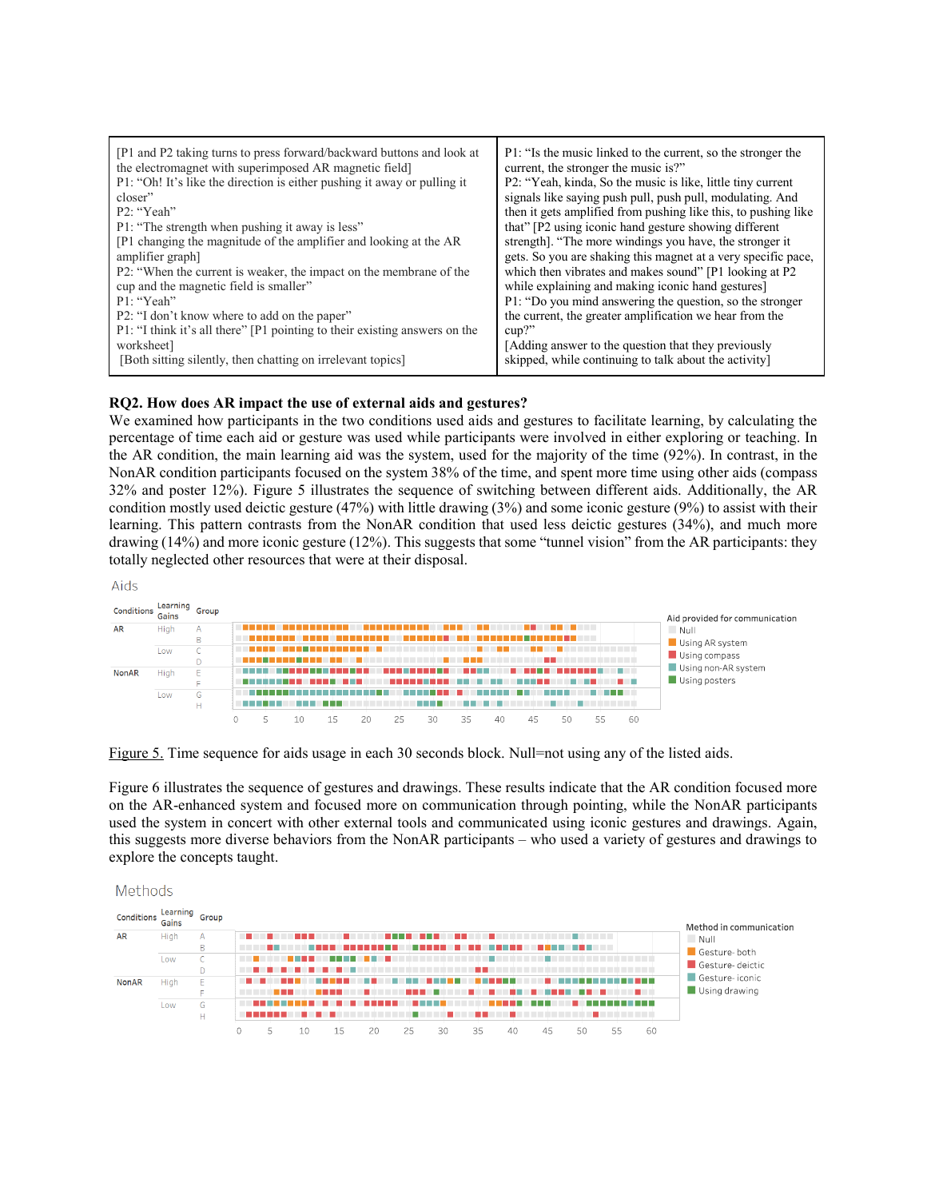| [P1 and P2 taking turns to press forward/backward buttons and look at the electromagnet with superimposed AR magnetic field] P1: "Oh! It's like the direction is either pushing it away or pulling it closer" P2: "Yeah" P1: "The strength when pushing it away is less" [P1 changing the magnitude of the amplifier and looking at the AR amplifier graph] P2: "When the current is weaker, the impact on the membrane of the cup and the magnetic field is smaller" P1: "Yeah" P2: "I don't know where to add on the paper" P1: "I think it's all there" [P1 pointing to their existing answers on the worksheet] [Both sitting silently, then chatting on irrelevant topics] | P1: "Is the music linked to the current, so the stronger the current, the stronger the music is?" P2: "Yeah, kinda, So the music is like, little tiny current signals like saying push pull, push pull, modulating. And then it gets amplified from pushing like this, to pushing like that" [P2 using iconic hand gesture showing different strength]. "The more windings you have, the stronger it gets. So you are shaking this magnet at a very specific pace, which then vibrates and makes sound" [P1 looking at P2 while explaining and making iconic hand gestures] P1: "Do you mind answering the question, so the stronger the current, the greater amplification we hear from the cup?" [Adding answer to the question that they previously skipped, while continuing to talk about the activity] |
|---|---|

**RQ2. How does AR impact the use of external aids and gestures?**

We examined how participants in the two conditions used aids and gestures to facilitate learning, by calculating the percentage of time each aid or gesture was used while participants were involved in either exploring or teaching. In the AR condition, the main learning aid was the system, used for the majority of the time (92%). In contrast, in the NonAR condition participants focused on the system 38% of the time, and spent more time using other aids (compass 32% and poster 12%). Figure 5 illustrates the sequence of switching between different aids. Additionally, the AR condition mostly used deictic gesture (47%) with little drawing (3%) and some iconic gesture (9%) to assist with their learning. This pattern contrasts from the NonAR condition that used less deictic gestures (34%), and much more drawing (14%) and more iconic gesture (12%). This suggests that some "tunnel vision" from the AR participants: they totally neglected other resources that were at their disposal.

Figure 5. Time sequence for aids usage in each 30 seconds block. Null=not using any of the listed aids.

Figure 6 illustrates the sequence of gestures and drawings. These results indicate that the AR condition focused more on the AR-enhanced system and focused more on communication through pointing, while the NonAR participants used the system in concert with other external tools and communicated using iconic gestures and drawings. Again, this suggests more diverse behaviors from the NonAR participants – who used a variety of gestures and drawings to explore the concepts taught.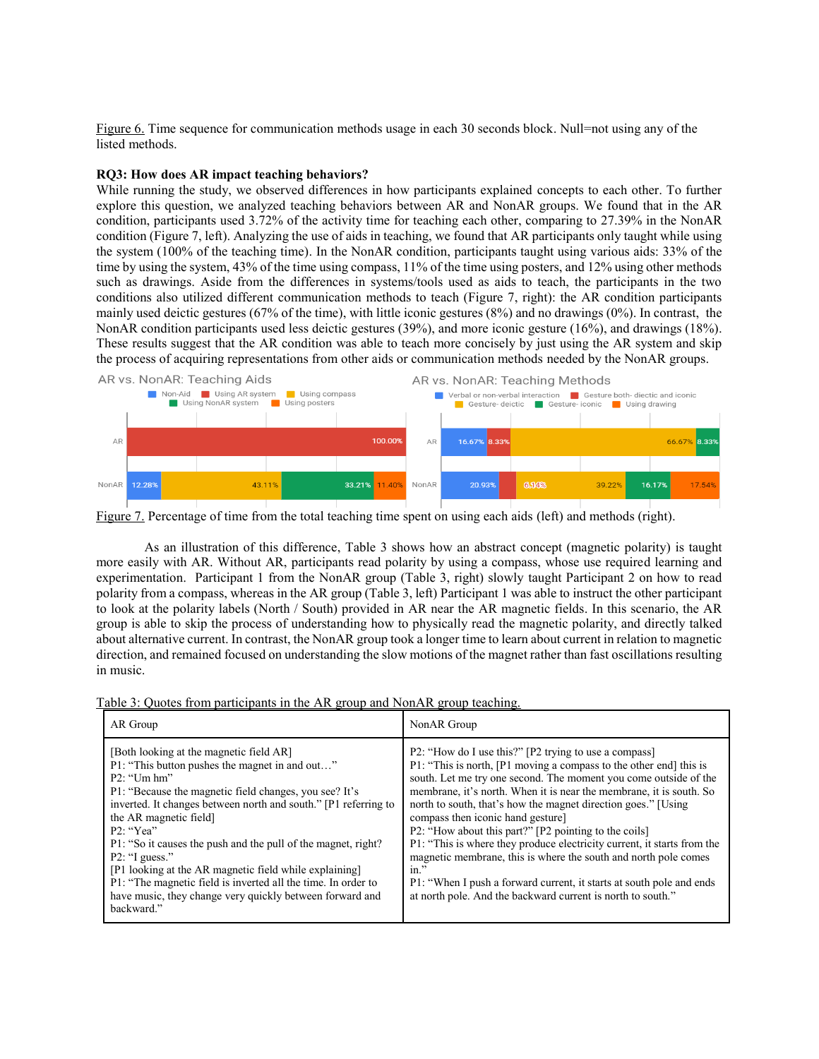Figure 6. Time sequence for communication methods usage in each 30 seconds block. Null=not using any of the listed methods.

**RQ3: How does AR impact teaching behaviors?**

While running the study, we observed differences in how participants explained concepts to each other. To further explore this question, we analyzed teaching behaviors between AR and NonAR groups. We found that in the AR condition, participants used 3.72% of the activity time for teaching each other, comparing to 27.39% in the NonAR condition (Figure 7, left). Analyzing the use of aids in teaching, we found that AR participants only taught while using the system (100% of the teaching time). In the NonAR condition, participants taught using various aids: 33% of the time by using the system, 43% of the time using compass, 11% of the time using posters, and 12% using other methods such as drawings. Aside from the differences in systems/tools used as aids to teach, the participants in the two conditions also utilized different communication methods to teach (Figure 7, right): the AR condition participants mainly used deictic gestures (67% of the time), with little iconic gestures (8%) and no drawings (0%). In contrast, the NonAR condition participants used less deictic gestures (39%), and more iconic gesture (16%), and drawings (18%). These results suggest that the AR condition was able to teach more concisely by just using the AR system and skip the process of acquiring representations from other aids or communication methods needed by the NonAR groups.

Figure 7. Percentage of time from the total teaching time spent on using each aids (left) and methods (right).

As an illustration of this difference, Table 3 shows how an abstract concept (magnetic polarity) is taught more easily with AR. Without AR, participants read polarity by using a compass, whose use required learning and experimentation. Participant 1 from the NonAR group (Table 3, right) slowly taught Participant 2 on how to read polarity from a compass, whereas in the AR group (Table 3, left) Participant 1 was able to instruct the other participant to look at the polarity labels (North / South) provided in AR near the AR magnetic fields. In this scenario, the AR group is able to skip the process of understanding how to physically read the magnetic polarity, and directly talked about alternative current. In contrast, the NonAR group took a longer time to learn about current in relation to magnetic direction, and remained focused on understanding the slow motions of the magnet rather than fast oscillations resulting in music.

Table 3: Quotes from participants in the AR group and NonAR group teaching.

| AR Group | NonAR Group |
|---|---|
| [Both looking at the magnetic field AR]<br>P1: "This button pushes the magnet in and out…"<br>P2: "Um hm"<br>P1: "Because the magnetic field changes, you see? It's inverted. It changes between north and south." [P1 referring to the AR magnetic field]<br>P2: "Yea"<br>P1: "So it causes the push and the pull of the magnet, right?<br>P2: "I guess."<br>[P1 looking at the AR magnetic field while explaining]<br>P1: "The magnetic field is inverted all the time. In order to have music, they change very quickly between forward and backward." | P2: "How do I use this?" [P2 trying to use a compass]<br>P1: "This is north, [P1 moving a compass to the other end] this is south. Let me try one second. The moment you come outside of the membrane, it's north. When it is near the membrane, it is south. So north to south, that's how the magnet direction goes." [Using compass then iconic hand gesture]<br>P2: "How about this part?" [P2 pointing to the coils]<br>P1: "This is where they produce electricity current, it starts from the magnetic membrane, this is where the south and north pole comes in."<br>P1: "When I push a forward current, it starts at south pole and ends at north pole. And the backward current is north to south." |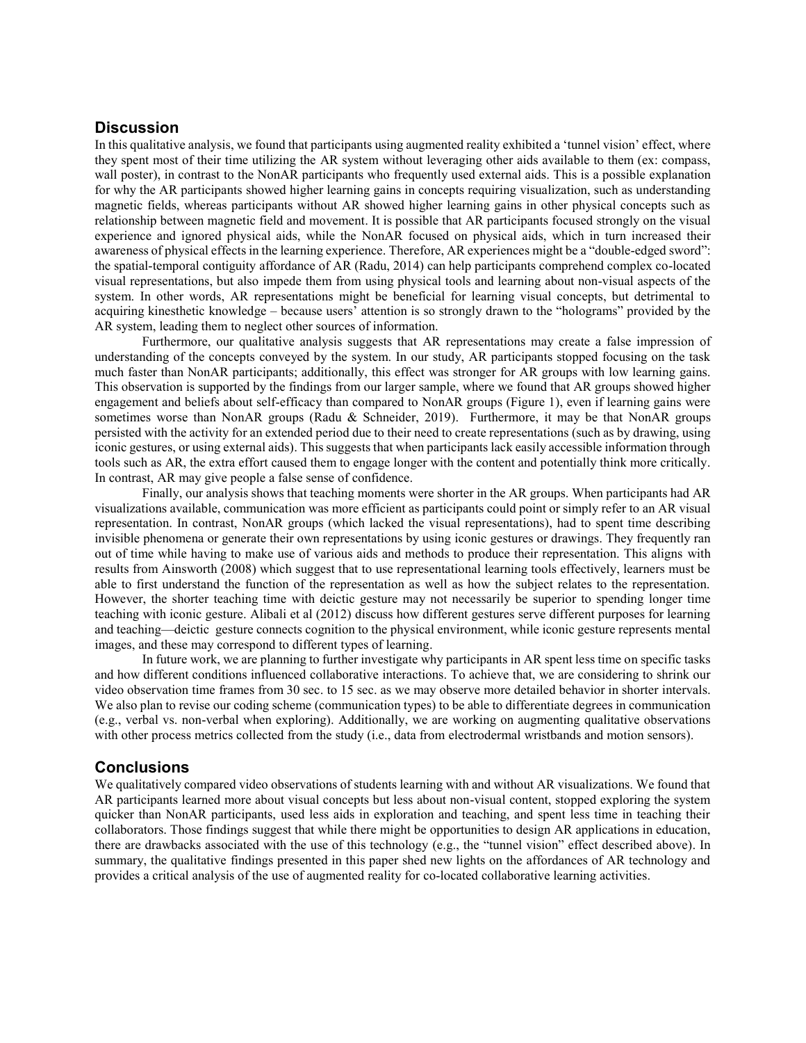## Discussion

In this qualitative analysis, we found that participants using augmented reality exhibited a 'tunnel vision' effect, where they spent most of their time utilizing the AR system without leveraging other aids available to them (ex: compass, wall poster), in contrast to the NonAR participants who frequently used external aids. This is a possible explanation for why the AR participants showed higher learning gains in concepts requiring visualization, such as understanding magnetic fields, whereas participants without AR showed higher learning gains in other physical concepts such as relationship between magnetic field and movement. It is possible that AR participants focused strongly on the visual experience and ignored physical aids, while the NonAR focused on physical aids, which in turn increased their awareness of physical effects in the learning experience. Therefore, AR experiences might be a "double-edged sword": the spatial-temporal contiguity affordance of AR (Radu, 2014) can help participants comprehend complex co-located visual representations, but also impede them from using physical tools and learning about non-visual aspects of the system. In other words, AR representations might be beneficial for learning visual concepts, but detrimental to acquiring kinesthetic knowledge – because users' attention is so strongly drawn to the "holograms" provided by the AR system, leading them to neglect other sources of information.

Furthermore, our qualitative analysis suggests that AR representations may create a false impression of understanding of the concepts conveyed by the system. In our study, AR participants stopped focusing on the task much faster than NonAR participants; additionally, this effect was stronger for AR groups with low learning gains. This observation is supported by the findings from our larger sample, where we found that AR groups showed higher engagement and beliefs about self-efficacy than compared to NonAR groups (Figure 1), even if learning gains were sometimes worse than NonAR groups (Radu & Schneider, 2019). Furthermore, it may be that NonAR groups persisted with the activity for an extended period due to their need to create representations (such as by drawing, using iconic gestures, or using external aids). This suggests that when participants lack easily accessible information through tools such as AR, the extra effort caused them to engage longer with the content and potentially think more critically. In contrast, AR may give people a false sense of confidence.

Finally, our analysis shows that teaching moments were shorter in the AR groups. When participants had AR visualizations available, communication was more efficient as participants could point or simply refer to an AR visual representation. In contrast, NonAR groups (which lacked the visual representations), had to spent time describing invisible phenomena or generate their own representations by using iconic gestures or drawings. They frequently ran out of time while having to make use of various aids and methods to produce their representation. This aligns with results from Ainsworth (2008) which suggest that to use representational learning tools effectively, learners must be able to first understand the function of the representation as well as how the subject relates to the representation. However, the shorter teaching time with deictic gesture may not necessarily be superior to spending longer time teaching with iconic gesture. Alibali et al (2012) discuss how different gestures serve different purposes for learning and teaching—deictic gesture connects cognition to the physical environment, while iconic gesture represents mental images, and these may correspond to different types of learning.

In future work, we are planning to further investigate why participants in AR spent less time on specific tasks and how different conditions influenced collaborative interactions. To achieve that, we are considering to shrink our video observation time frames from 30 sec. to 15 sec. as we may observe more detailed behavior in shorter intervals. We also plan to revise our coding scheme (communication types) to be able to differentiate degrees in communication (e.g., verbal vs. non-verbal when exploring). Additionally, we are working on augmenting qualitative observations with other process metrics collected from the study (i.e., data from electrodermal wristbands and motion sensors).

## Conclusions

We qualitatively compared video observations of students learning with and without AR visualizations. We found that AR participants learned more about visual concepts but less about non-visual content, stopped exploring the system quicker than NonAR participants, used less aids in exploration and teaching, and spent less time in teaching their collaborators. Those findings suggest that while there might be opportunities to design AR applications in education, there are drawbacks associated with the use of this technology (e.g., the "tunnel vision" effect described above). In summary, the qualitative findings presented in this paper shed new lights on the affordances of AR technology and provides a critical analysis of the use of augmented reality for co-located collaborative learning activities.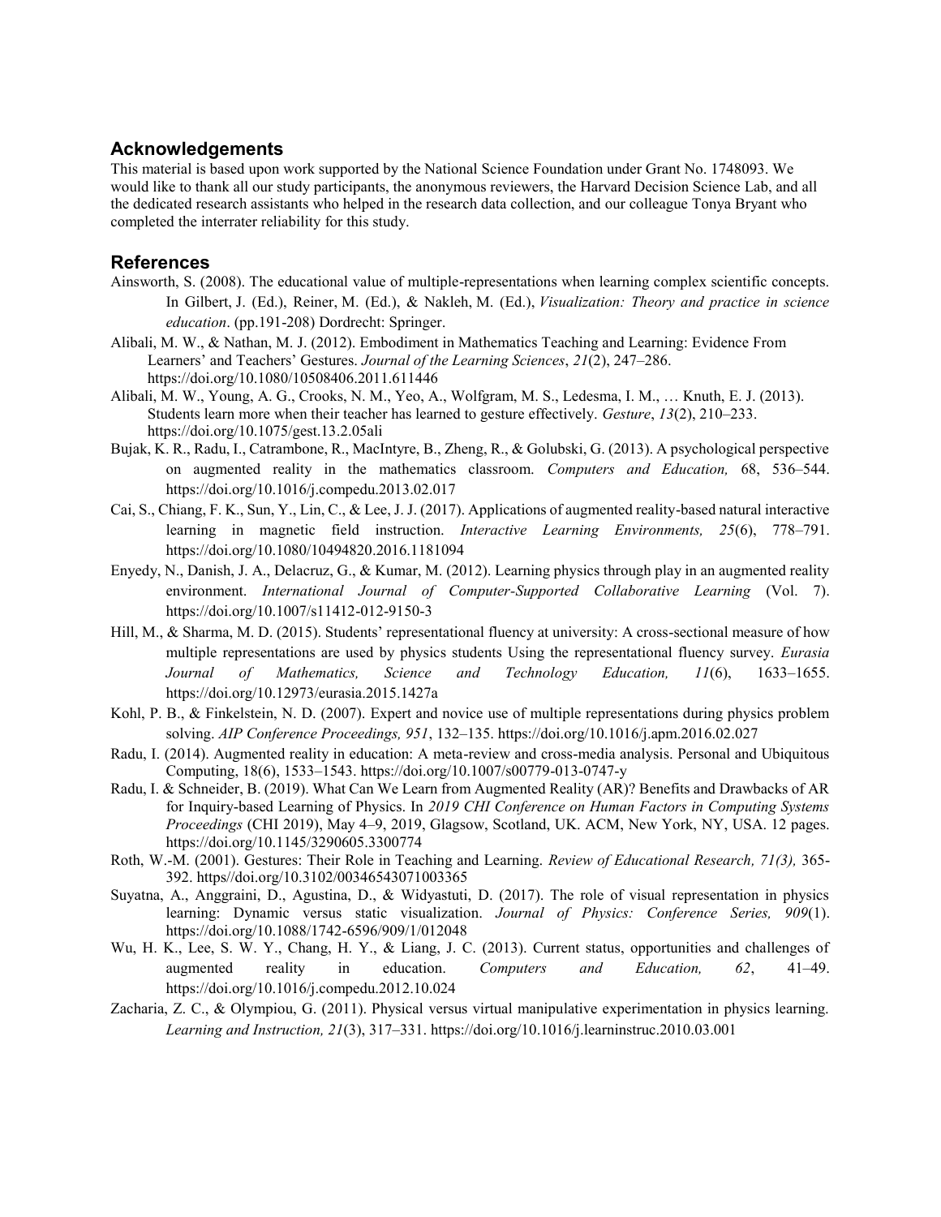## Acknowledgements

This material is based upon work supported by the National Science Foundation under Grant No. 1748093. We would like to thank all our study participants, the anonymous reviewers, the Harvard Decision Science Lab, and all the dedicated research assistants who helped in the research data collection, and our colleague Tonya Bryant who completed the interrater reliability for this study.

## References

Ainsworth, S. (2008). The educational value of multiple-representations when learning complex scientific concepts. In Gilbert, J. (Ed.), Reiner, M. (Ed.), & Nakleh, M. (Ed.), *Visualization: Theory and practice in science education*. (pp.191-208) Dordrecht: Springer.

Alibali, M. W., & Nathan, M. J. (2012). Embodiment in Mathematics Teaching and Learning: Evidence From Learners' and Teachers' Gestures. *Journal of the Learning Sciences*, *21*(2), 247–286. https://doi.org/10.1080/10508406.2011.611446

Alibali, M. W., Young, A. G., Crooks, N. M., Yeo, A., Wolfgram, M. S., Ledesma, I. M., … Knuth, E. J. (2013). Students learn more when their teacher has learned to gesture effectively. *Gesture*, *13*(2), 210–233. https://doi.org/10.1075/gest.13.2.05ali

Bujak, K. R., Radu, I., Catrambone, R., MacIntyre, B., Zheng, R., & Golubski, G. (2013). A psychological perspective on augmented reality in the mathematics classroom. *Computers and Education,* 68, 536–544. https://doi.org/10.1016/j.compedu.2013.02.017

Cai, S., Chiang, F. K., Sun, Y., Lin, C., & Lee, J. J. (2017). Applications of augmented reality-based natural interactive learning in magnetic field instruction. *Interactive Learning Environments, 25*(6), 778–791. https://doi.org/10.1080/10494820.2016.1181094

Enyedy, N., Danish, J. A., Delacruz, G., & Kumar, M. (2012). Learning physics through play in an augmented reality environment. *International Journal of Computer-Supported Collaborative Learning* (Vol. 7). https://doi.org/10.1007/s11412-012-9150-3

Hill, M., & Sharma, M. D. (2015). Students' representational fluency at university: A cross-sectional measure of how multiple representations are used by physics students Using the representational fluency survey. *Eurasia Journal of Mathematics, Science and Technology Education, 11*(6), 1633–1655. https://doi.org/10.12973/eurasia.2015.1427a

Kohl, P. B., & Finkelstein, N. D. (2007). Expert and novice use of multiple representations during physics problem solving. *AIP Conference Proceedings, 951*, 132–135. https://doi.org/10.1016/j.apm.2016.02.027

Radu, I. (2014). Augmented reality in education: A meta-review and cross-media analysis. Personal and Ubiquitous Computing, 18(6), 1533–1543. https://doi.org/10.1007/s00779-013-0747-y

Radu, I. & Schneider, B. (2019). What Can We Learn from Augmented Reality (AR)? Benefits and Drawbacks of AR for Inquiry-based Learning of Physics. In *2019 CHI Conference on Human Factors in Computing Systems Proceedings* (CHI 2019), May 4–9, 2019, Glasgow, Scotland, UK. ACM, New York, NY, USA. 12 pages. https://doi.org/10.1145/3290605.3300774

Roth, W.-M. (2001). Gestures: Their Role in Teaching and Learning. *Review of Educational Research, 71(3),* 365-392. https//doi.org/10.3102/00346543071003365

Suyatna, A., Anggraini, D., Agustina, D., & Widyastuti, D. (2017). The role of visual representation in physics learning: Dynamic versus static visualization. *Journal of Physics: Conference Series, 909*(1). https://doi.org/10.1088/1742-6596/909/1/012048

Wu, H. K., Lee, S. W. Y., Chang, H. Y., & Liang, J. C. (2013). Current status, opportunities and challenges of augmented reality in education. *Computers and Education, 62*, 41–49. https://doi.org/10.1016/j.compedu.2012.10.024

Zacharia, Z. C., & Olympiou, G. (2011). Physical versus virtual manipulative experimentation in physics learning. *Learning and Instruction, 21*(3), 317–331. https://doi.org/10.1016/j.learninstruc.2010.03.001